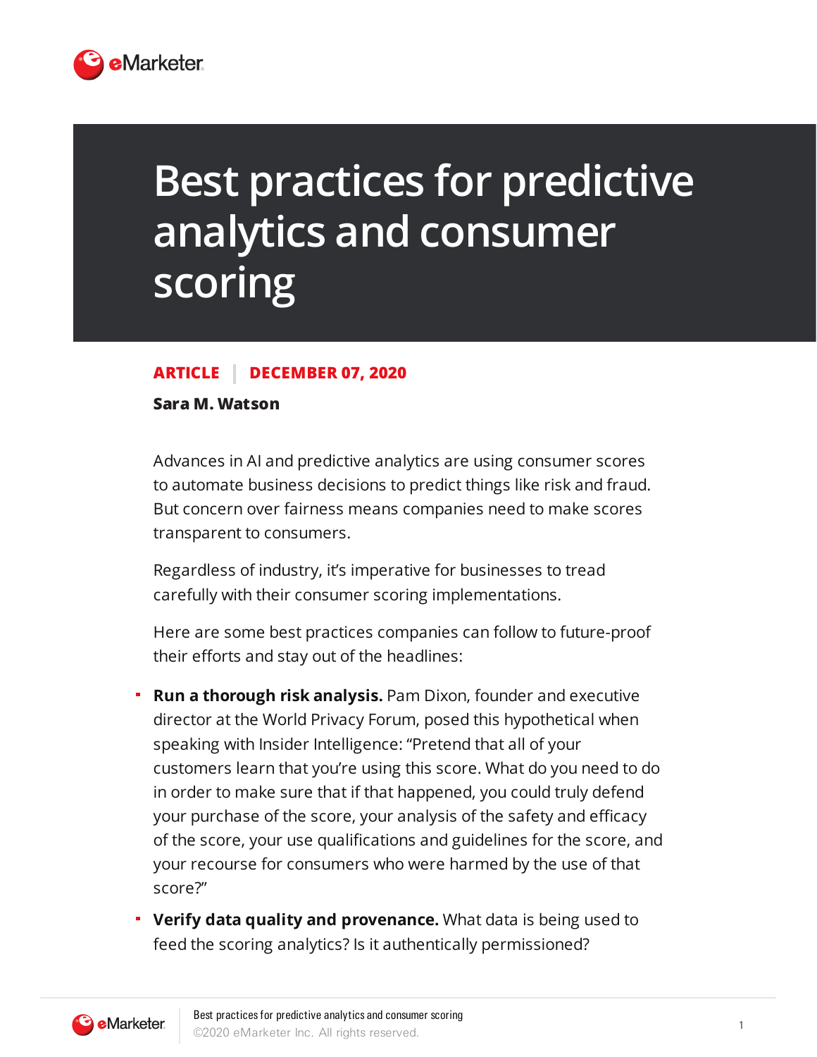# Best practices for predictive analytics and consumer scoring

**ARTICLE | DECEMBER 07, 2020**

**Sara M. Watson**

Advances in AI and predictive analytics are using consumer scores to automate business decisions to predict things like risk and fraud. But concern over fairness means companies need to make scores transparent to consumers.

Regardless of industry, it's imperative for businesses to tread carefully with their consumer scoring implementations.

Here are some best practices companies can follow to future-proof their efforts and stay out of the headlines:

- **Run a thorough risk analysis.** Pam Dixon, founder and executive director at the World Privacy Forum, posed this hypothetical when speaking with Insider Intelligence: "Pretend that all of your customers learn that you're using this score. What do you need to do in order to make sure that if that happened, you could truly defend your purchase of the score, your analysis of the safety and efficacy of the score, your use qualifications and guidelines for the score, and your recourse for consumers who were harmed by the use of that score?"
- **Verify data quality and provenance.** What data is being used to feed the scoring analytics? Is it authentically permissioned?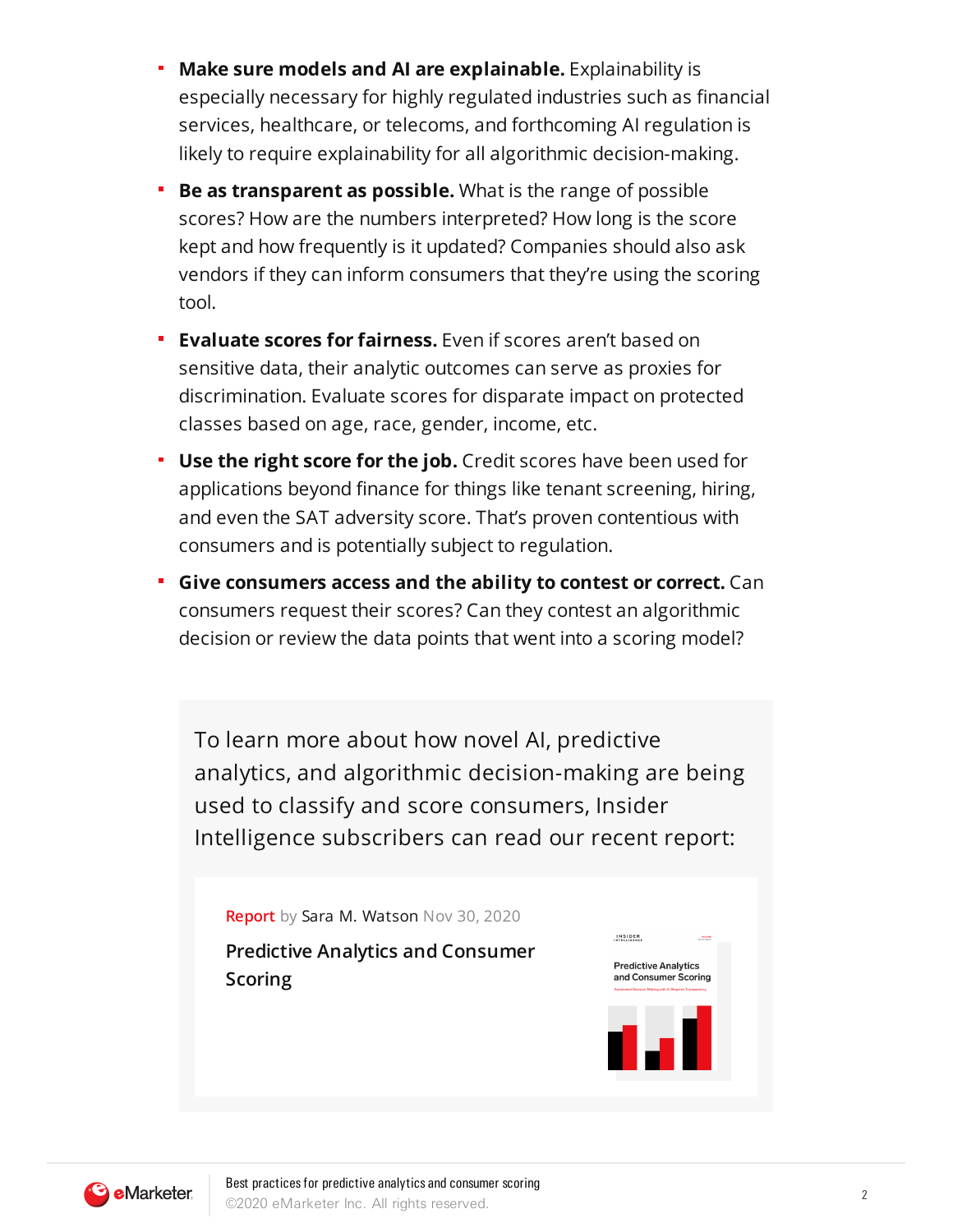- **Make sure models and AI are explainable.** Explainability is especially necessary for highly regulated industries such as financial services, healthcare, or telecoms, and forthcoming AI regulation is likely to require explainability for all algorithmic decision-making.
- **Be as transparent as possible.** What is the range of possible scores? How are the numbers interpreted? How long is the score kept and how frequently is it updated? Companies should also ask vendors if they can inform consumers that they're using the scoring tool.
- **Evaluate scores for fairness.** Even if scores aren't based on sensitive data, their analytic outcomes can serve as proxies for discrimination. Evaluate scores for disparate impact on protected classes based on age, race, gender, income, etc.
- **Use the right score for the job.** Credit scores have been used for applications beyond finance for things like tenant screening, hiring, and even the SAT adversity score. That's proven contentious with consumers and is potentially subject to regulation.
- **Give consumers access and the ability to contest or correct.** Can consumers request their scores? Can they contest an algorithmic decision or review the data points that went into a scoring model?

To learn more about how novel AI, predictive analytics, and algorithmic decision-making are being used to classify and score consumers, Insider Intelligence subscribers can read our recent report:

Report by Sara M. Watson Nov 30, 2020

**Predictive Analytics and Consumer Scoring**